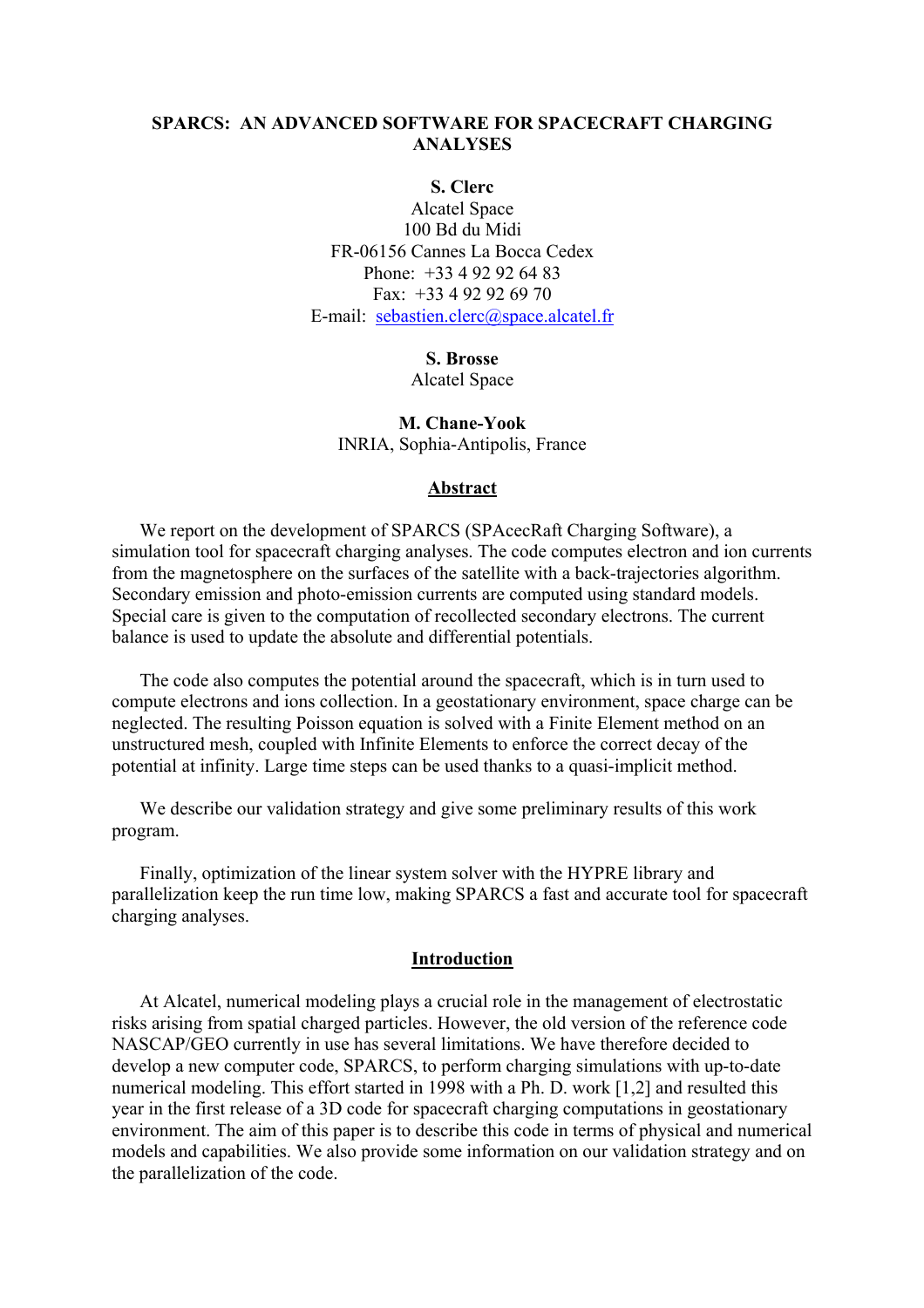# SPARCS: AN ADVANCED SOFTWARE FOR SPACECRAFT CHARGING ANALYSES

**S. Clerc**
Alcatel Space
100 Bd du Midi
FR-06156 Cannes La Bocca Cedex
Phone: +33 4 92 92 64 83
Fax: +33 4 92 92 69 70
E-mail: sebastien.clerc@space.alcatel.fr

**S. Brosse**
Alcatel Space

**M. Chane-Yook**
INRIA, Sophia-Antipolis, France

## Abstract

We report on the development of SPARCS (SPAcecRaft Charging Software), a simulation tool for spacecraft charging analyses. The code computes electron and ion currents from the magnetosphere on the surfaces of the satellite with a back-trajectories algorithm. Secondary emission and photo-emission currents are computed using standard models. Special care is given to the computation of recollected secondary electrons. The current balance is used to update the absolute and differential potentials.

The code also computes the potential around the spacecraft, which is in turn used to compute electrons and ions collection. In a geostationary environment, space charge can be neglected. The resulting Poisson equation is solved with a Finite Element method on an unstructured mesh, coupled with Infinite Elements to enforce the correct decay of the potential at infinity. Large time steps can be used thanks to a quasi-implicit method.

We describe our validation strategy and give some preliminary results of this work program.

Finally, optimization of the linear system solver with the HYPRE library and parallelization keep the run time low, making SPARCS a fast and accurate tool for spacecraft charging analyses.

## Introduction

At Alcatel, numerical modeling plays a crucial role in the management of electrostatic risks arising from spatial charged particles. However, the old version of the reference code NASCAP/GEO currently in use has several limitations. We have therefore decided to develop a new computer code, SPARCS, to perform charging simulations with up-to-date numerical modeling. This effort started in 1998 with a Ph. D. work [1,2] and resulted this year in the first release of a 3D code for spacecraft charging computations in geostationary environment. The aim of this paper is to describe this code in terms of physical and numerical models and capabilities. We also provide some information on our validation strategy and on the parallelization of the code.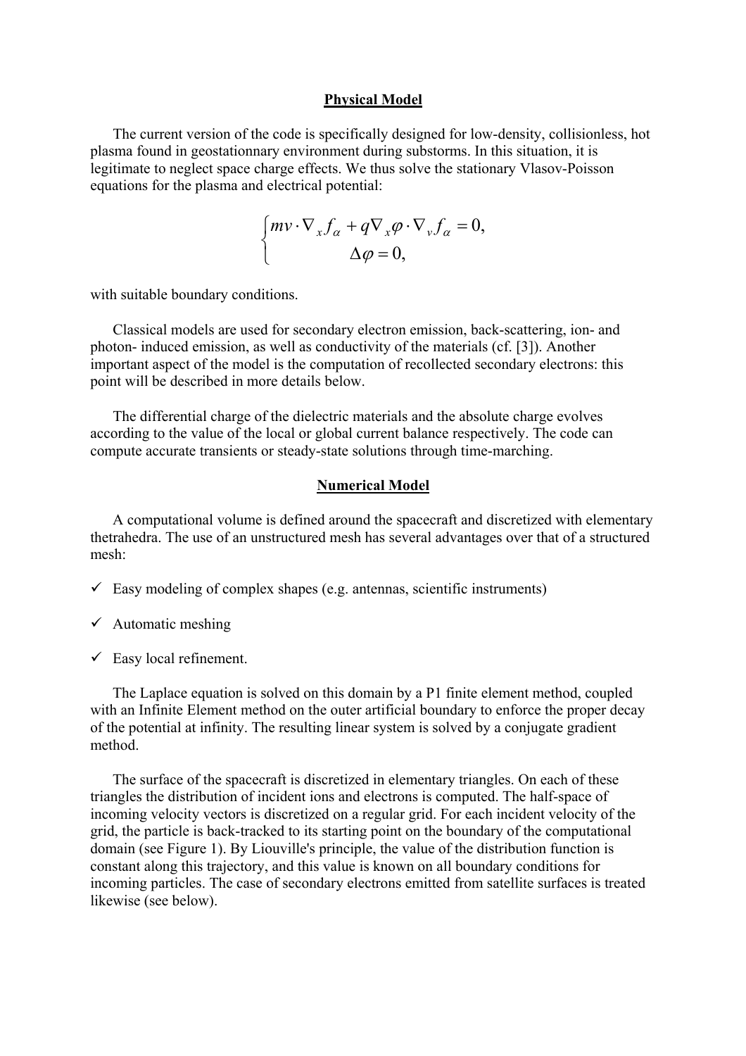## Physical Model

The current version of the code is specifically designed for low-density, collisionless, hot plasma found in geostationnary environment during substorms. In this situation, it is legitimate to neglect space charge effects. We thus solve the stationary Vlasov-Poisson equations for the plasma and electrical potential:

$$
\begin{cases} mv \cdot \nabla_x f_\alpha + q \nabla_x \varphi \cdot \nabla_v f_\alpha = 0, \\ \Delta \varphi = 0, \end{cases}
$$

with suitable boundary conditions.

Classical models are used for secondary electron emission, back-scattering, ion- and photon- induced emission, as well as conductivity of the materials (cf. [3]). Another important aspect of the model is the computation of recollected secondary electrons: this point will be described in more details below.

The differential charge of the dielectric materials and the absolute charge evolves according to the value of the local or global current balance respectively. The code can compute accurate transients or steady-state solutions through time-marching.

## Numerical Model

A computational volume is defined around the spacecraft and discretized with elementary thetrahedra. The use of an unstructured mesh has several advantages over that of a structured mesh:

- ✓ Easy modeling of complex shapes (e.g. antennas, scientific instruments)
- ✓ Automatic meshing
- ✓ Easy local refinement.

The Laplace equation is solved on this domain by a P1 finite element method, coupled with an Infinite Element method on the outer artificial boundary to enforce the proper decay of the potential at infinity. The resulting linear system is solved by a conjugate gradient method.

The surface of the spacecraft is discretized in elementary triangles. On each of these triangles the distribution of incident ions and electrons is computed. The half-space of incoming velocity vectors is discretized on a regular grid. For each incident velocity of the grid, the particle is back-tracked to its starting point on the boundary of the computational domain (see Figure 1). By Liouville's principle, the value of the distribution function is constant along this trajectory, and this value is known on all boundary conditions for incoming particles. The case of secondary electrons emitted from satellite surfaces is treated likewise (see below).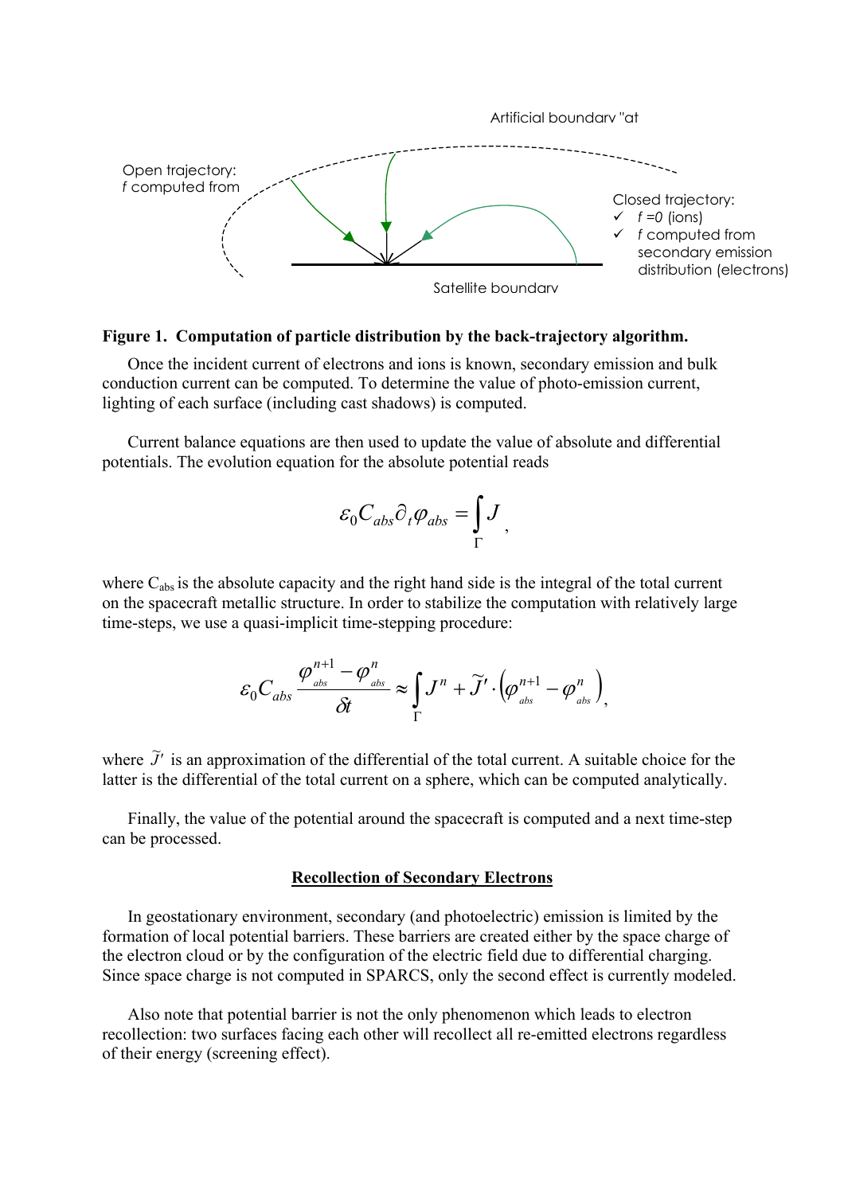Artificial boundary "at

Open trajectory:
*f* computed from

Closed trajectory:
- ✓ *f =0* (ions)
- ✓ *f* computed from secondary emission distribution (electrons)

Satellite boundary

**Figure 1. Computation of particle distribution by the back-trajectory algorithm.**

Once the incident current of electrons and ions is known, secondary emission and bulk conduction current can be computed. To determine the value of photo-emission current, lighting of each surface (including cast shadows) is computed.

Current balance equations are then used to update the value of absolute and differential potentials. The evolution equation for the absolute potential reads

$$\varepsilon_0 C_{abs} \partial_t \varphi_{abs} = \int_\Gamma J ,$$

where $C_{abs}$ is the absolute capacity and the right hand side is the integral of the total current on the spacecraft metallic structure. In order to stabilize the computation with relatively large time-steps, we use a quasi-implicit time-stepping procedure:

$$\varepsilon_0 C_{abs} \frac{\varphi_{abs}^{n+1} - \varphi_{abs}^{n}}{\delta t} \approx \int_\Gamma J^n + \widetilde{J}' \cdot \left( \varphi_{abs}^{n+1} - \varphi_{abs}^{n} \right),$$

where $\widetilde{J}'$ is an approximation of the differential of the total current. A suitable choice for the latter is the differential of the total current on a sphere, which can be computed analytically.

Finally, the value of the potential around the spacecraft is computed and a next time-step can be processed.

## Recollection of Secondary Electrons

In geostationary environment, secondary (and photoelectric) emission is limited by the formation of local potential barriers. These barriers are created either by the space charge of the electron cloud or by the configuration of the electric field due to differential charging. Since space charge is not computed in SPARCS, only the second effect is currently modeled.

Also note that potential barrier is not the only phenomenon which leads to electron recollection: two surfaces facing each other will recollect all re-emitted electrons regardless of their energy (screening effect).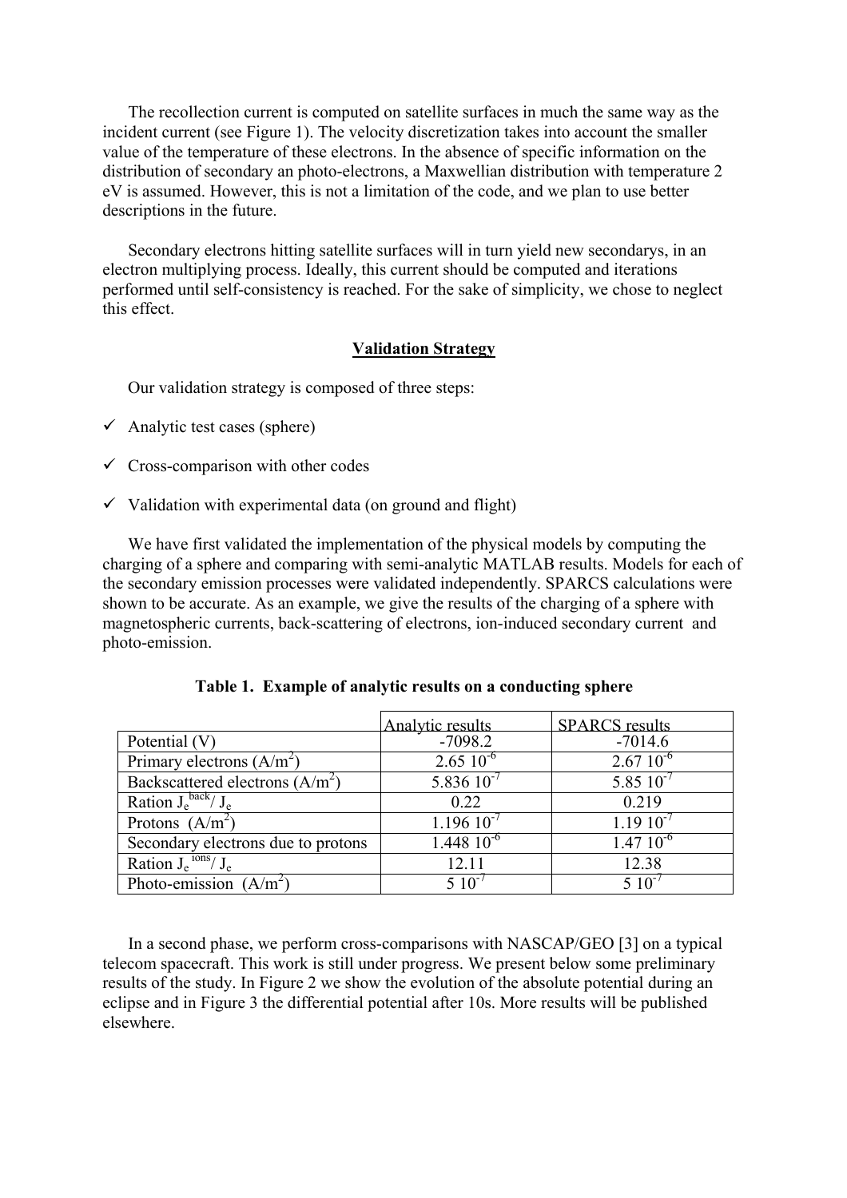The recollection current is computed on satellite surfaces in much the same way as the incident current (see Figure 1). The velocity discretization takes into account the smaller value of the temperature of these electrons. In the absence of specific information on the distribution of secondary an photo-electrons, a Maxwellian distribution with temperature 2 eV is assumed. However, this is not a limitation of the code, and we plan to use better descriptions in the future.

Secondary electrons hitting satellite surfaces will in turn yield new secondarys, in an electron multiplying process. Ideally, this current should be computed and iterations performed until self-consistency is reached. For the sake of simplicity, we chose to neglect this effect.

## Validation Strategy

Our validation strategy is composed of three steps:

- ✓ Analytic test cases (sphere)
- ✓ Cross-comparison with other codes
- ✓ Validation with experimental data (on ground and flight)

We have first validated the implementation of the physical models by computing the charging of a sphere and comparing with semi-analytic MATLAB results. Models for each of the secondary emission processes were validated independently. SPARCS calculations were shown to be accurate. As an example, we give the results of the charging of a sphere with magnetospheric currents, back-scattering of electrons, ion-induced secondary current and photo-emission.

**Table 1. Example of analytic results on a conducting sphere**

| | Analytic results | SPARCS results |
|---|---|---|
| Potential (V) | -7098.2 | -7014.6 |
| Primary electrons ($A/m^2$) | $2.65\ 10^{-6}$ | $2.67\ 10^{-6}$ |
| Backscattered electrons ($A/m^2$) | $5.836\ 10^{-7}$ | $5.85\ 10^{-7}$ |
| Ration $J_e^{back}/ J_e$ | 0.22 | 0.219 |
| Protons ($A/m^2$) | $1.196\ 10^{-7}$ | $1.19\ 10^{-7}$ |
| Secondary electrons due to protons | $1.448\ 10^{-6}$ | $1.47\ 10^{-6}$ |
| Ration $J_e^{ions}/ J_e$ | 12.11 | 12.38 |
| Photo-emission ($A/m^2$) | $5\ 10^{-7}$ | $5\ 10^{-7}$ |

In a second phase, we perform cross-comparisons with NASCAP/GEO [3] on a typical telecom spacecraft. This work is still under progress. We present below some preliminary results of the study. In Figure 2 we show the evolution of the absolute potential during an eclipse and in Figure 3 the differential potential after 10s. More results will be published elsewhere.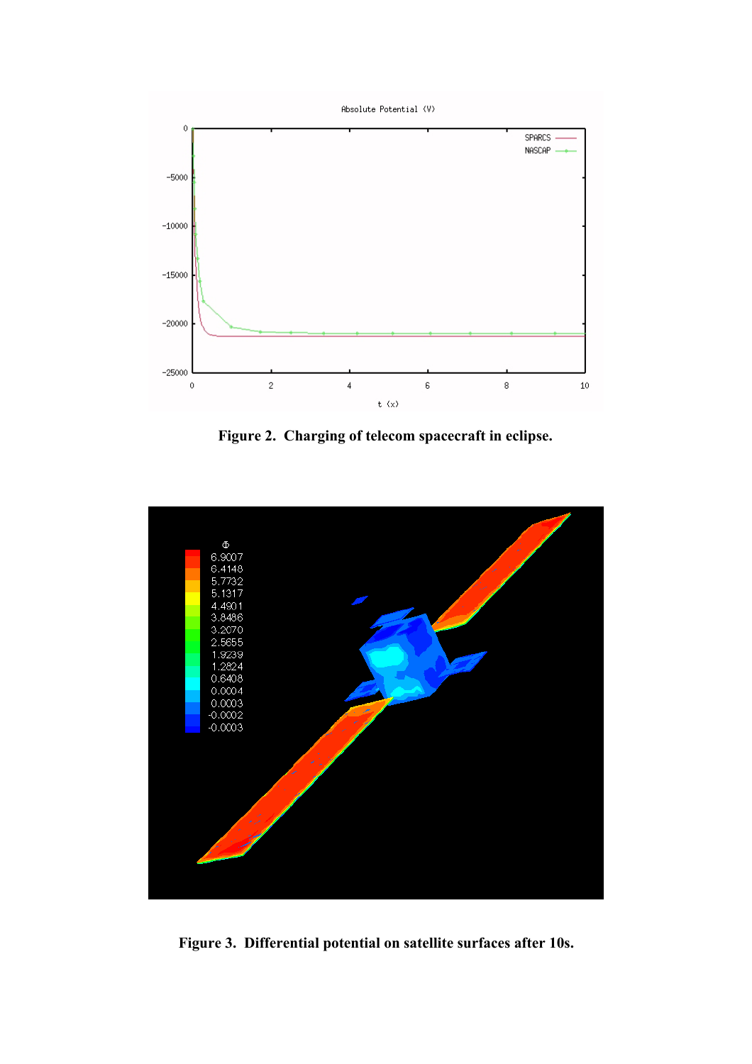**Figure 2. Charging of telecom spacecraft in eclipse.**

**Figure 3. Differential potential on satellite surfaces after 10s.**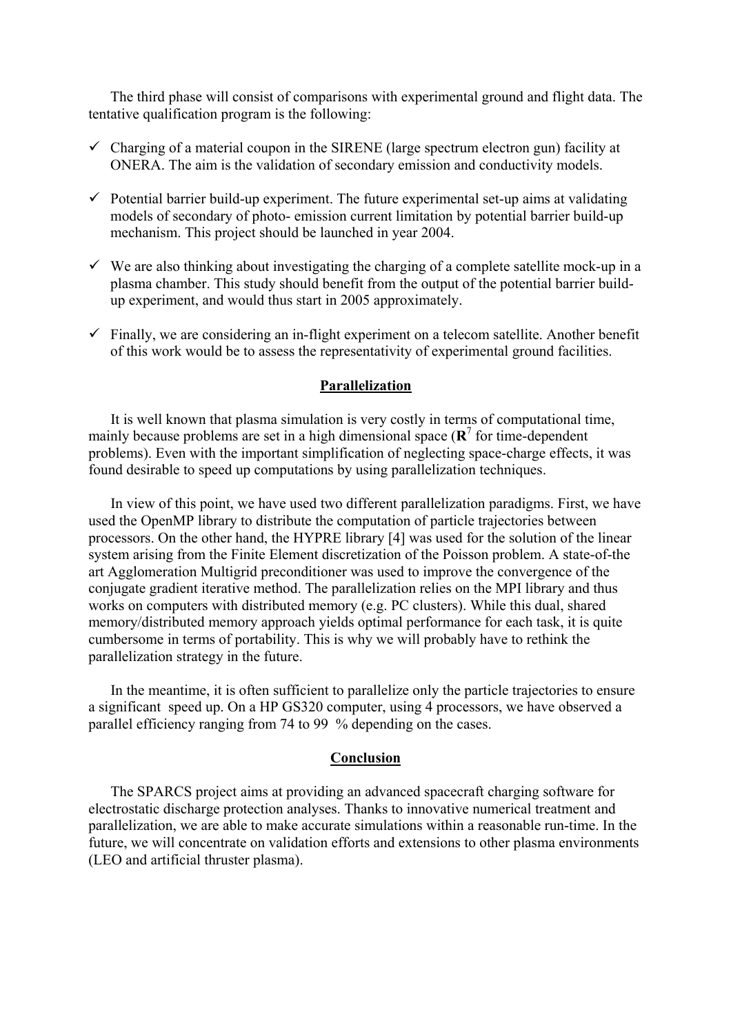The third phase will consist of comparisons with experimental ground and flight data. The tentative qualification program is the following:

- ✓ Charging of a material coupon in the SIRENE (large spectrum electron gun) facility at ONERA. The aim is the validation of secondary emission and conductivity models.
- ✓ Potential barrier build-up experiment. The future experimental set-up aims at validating models of secondary of photo- emission current limitation by potential barrier build-up mechanism. This project should be launched in year 2004.
- ✓ We are also thinking about investigating the charging of a complete satellite mock-up in a plasma chamber. This study should benefit from the output of the potential barrier build-up experiment, and would thus start in 2005 approximately.
- ✓ Finally, we are considering an in-flight experiment on a telecom satellite. Another benefit of this work would be to assess the representativity of experimental ground facilities.

## Parallelization

It is well known that plasma simulation is very costly in terms of computational time, mainly because problems are set in a high dimensional space ($\mathbf{R}^7$ for time-dependent problems). Even with the important simplification of neglecting space-charge effects, it was found desirable to speed up computations by using parallelization techniques.

In view of this point, we have used two different parallelization paradigms. First, we have used the OpenMP library to distribute the computation of particle trajectories between processors. On the other hand, the HYPRE library [4] was used for the solution of the linear system arising from the Finite Element discretization of the Poisson problem. A state-of-the art Agglomeration Multigrid preconditioner was used to improve the convergence of the conjugate gradient iterative method. The parallelization relies on the MPI library and thus works on computers with distributed memory (e.g. PC clusters). While this dual, shared memory/distributed memory approach yields optimal performance for each task, it is quite cumbersome in terms of portability. This is why we will probably have to rethink the parallelization strategy in the future.

In the meantime, it is often sufficient to parallelize only the particle trajectories to ensure a significant speed up. On a HP GS320 computer, using 4 processors, we have observed a parallel efficiency ranging from 74 to 99 % depending on the cases.

## Conclusion

The SPARCS project aims at providing an advanced spacecraft charging software for electrostatic discharge protection analyses. Thanks to innovative numerical treatment and parallelization, we are able to make accurate simulations within a reasonable run-time. In the future, we will concentrate on validation efforts and extensions to other plasma environments (LEO and artificial thruster plasma).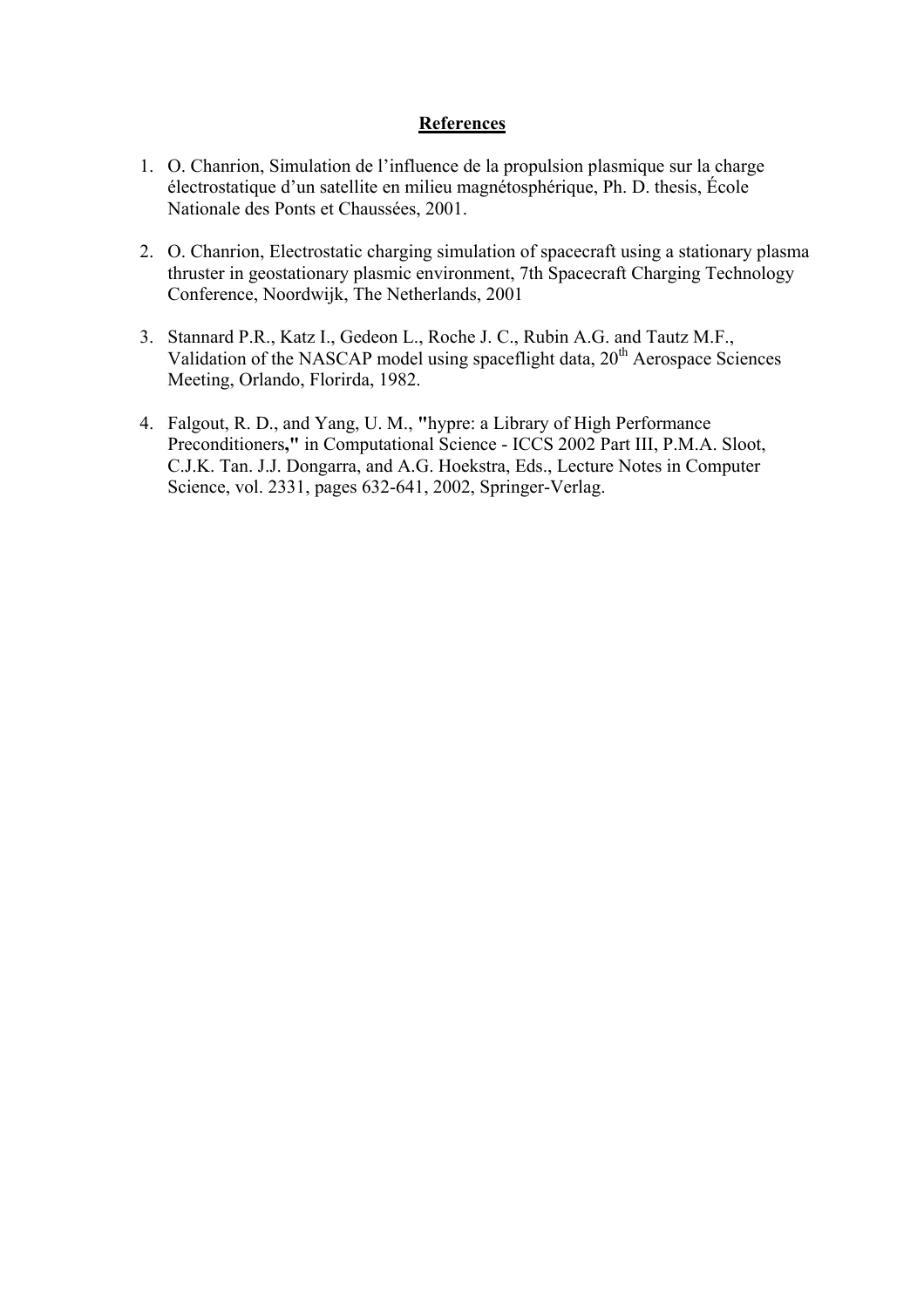## References

1. O. Chanrion, Simulation de l'influence de la propulsion plasmique sur la charge électrostatique d'un satellite en milieu magnétosphérique, Ph. D. thesis, École Nationale des Ponts et Chaussées, 2001.

2. O. Chanrion, Electrostatic charging simulation of spacecraft using a stationary plasma thruster in geostationary plasmic environment, 7th Spacecraft Charging Technology Conference, Noordwijk, The Netherlands, 2001

3. Stannard P.R., Katz I., Gedeon L., Roche J. C., Rubin A.G. and Tautz M.F., Validation of the NASCAP model using spaceflight data, 20th Aerospace Sciences Meeting, Orlando, Florirda, 1982.

4. Falgout, R. D., and Yang, U. M., **"**hypre: a Library of High Performance Preconditioners**,"** in Computational Science - ICCS 2002 Part III, P.M.A. Sloot, C.J.K. Tan. J.J. Dongarra, and A.G. Hoekstra, Eds., Lecture Notes in Computer Science, vol. 2331, pages 632-641, 2002, Springer-Verlag.